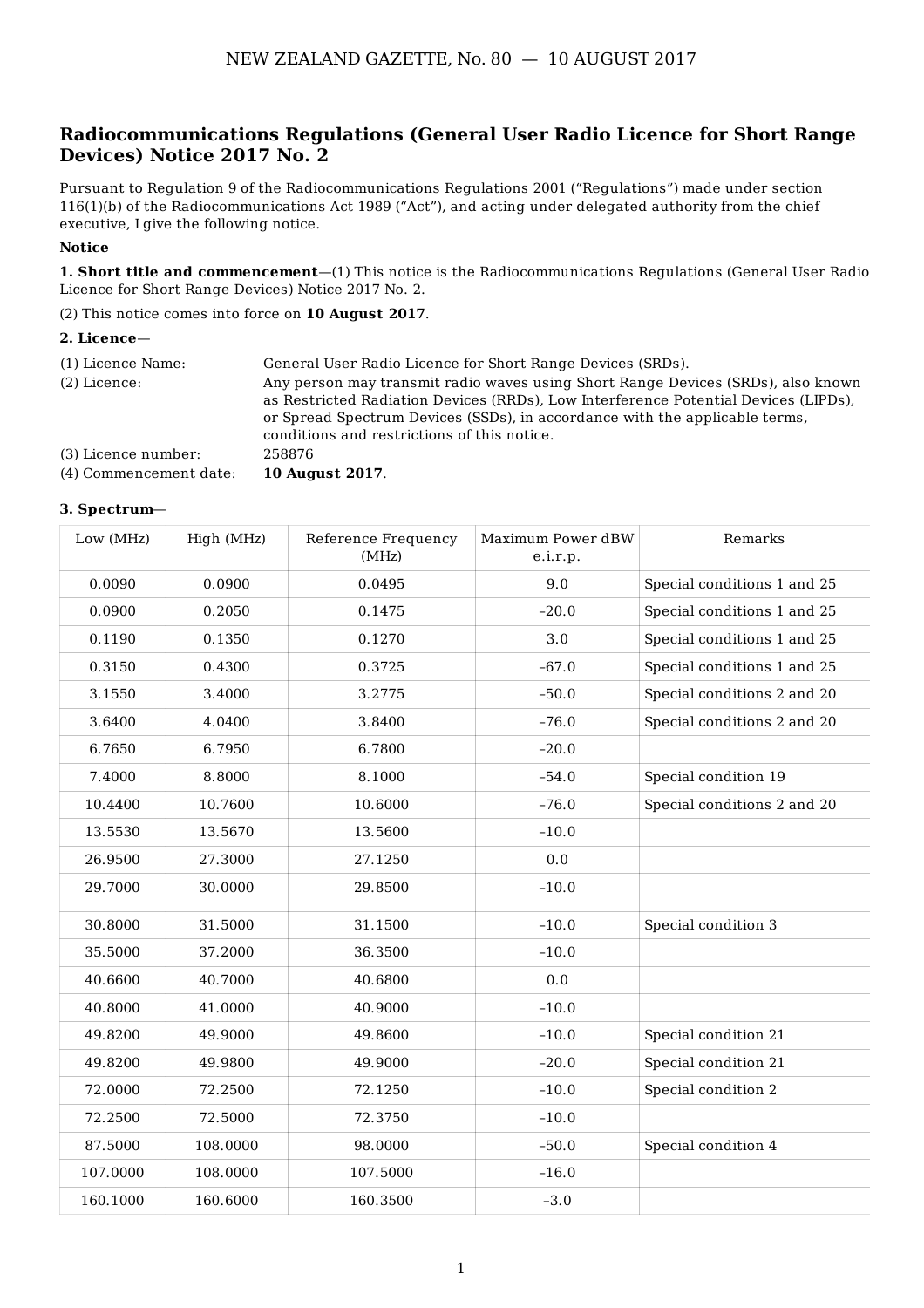## Radiocommunications Regulations (General User Radio Licence for Short Range Devices) Notice 2017 No. 2

Pursuant to Regulation 9 of the Radiocommunications Regulations 2001 (“Regulations”) made under section 116(1)(b) of the Radiocommunications Act 1989 (“Act”), and acting under delegated authority from the chief executive, I give the following notice.

**Notice**

**1. Short title and commencement**—(1) This notice is the Radiocommunications Regulations (General User Radio Licence for Short Range Devices) Notice 2017 No. 2.

(2) This notice comes into force on **10 August 2017**.

**2. Licence**—

| | |
|---|---|
| (1) Licence Name: | General User Radio Licence for Short Range Devices (SRDs). |
| (2) Licence: | Any person may transmit radio waves using Short Range Devices (SRDs), also known as Restricted Radiation Devices (RRDs), Low Interference Potential Devices (LIPDs), or Spread Spectrum Devices (SSDs), in accordance with the applicable terms, conditions and restrictions of this notice. |
| (3) Licence number: | 258876 |
| (4) Commencement date: | **10 August 2017**. |

**3. Spectrum**—

| Low (MHz) | High (MHz) | Reference Frequency (MHz) | Maximum Power dBW e.i.r.p. | Remarks |
|---|---|---|---|---|
| 0.0090 | 0.0900 | 0.0495 | 9.0 | Special conditions 1 and 25 |
| 0.0900 | 0.2050 | 0.1475 | –20.0 | Special conditions 1 and 25 |
| 0.1190 | 0.1350 | 0.1270 | 3.0 | Special conditions 1 and 25 |
| 0.3150 | 0.4300 | 0.3725 | –67.0 | Special conditions 1 and 25 |
| 3.1550 | 3.4000 | 3.2775 | –50.0 | Special conditions 2 and 20 |
| 3.6400 | 4.0400 | 3.8400 | –76.0 | Special conditions 2 and 20 |
| 6.7650 | 6.7950 | 6.7800 | –20.0 | |
| 7.4000 | 8.8000 | 8.1000 | –54.0 | Special condition 19 |
| 10.4400 | 10.7600 | 10.6000 | –76.0 | Special conditions 2 and 20 |
| 13.5530 | 13.5670 | 13.5600 | –10.0 | |
| 26.9500 | 27.3000 | 27.1250 | 0.0 | |
| 29.7000 | 30.0000 | 29.8500 | –10.0 | |
| 30.8000 | 31.5000 | 31.1500 | –10.0 | Special condition 3 |
| 35.5000 | 37.2000 | 36.3500 | –10.0 | |
| 40.6600 | 40.7000 | 40.6800 | 0.0 | |
| 40.8000 | 41.0000 | 40.9000 | –10.0 | |
| 49.8200 | 49.9000 | 49.8600 | –10.0 | Special condition 21 |
| 49.8200 | 49.9800 | 49.9000 | –20.0 | Special condition 21 |
| 72.0000 | 72.2500 | 72.1250 | –10.0 | Special condition 2 |
| 72.2500 | 72.5000 | 72.3750 | –10.0 | |
| 87.5000 | 108.0000 | 98.0000 | –50.0 | Special condition 4 |
| 107.0000 | 108.0000 | 107.5000 | –16.0 | |
| 160.1000 | 160.6000 | 160.3500 | –3.0 | |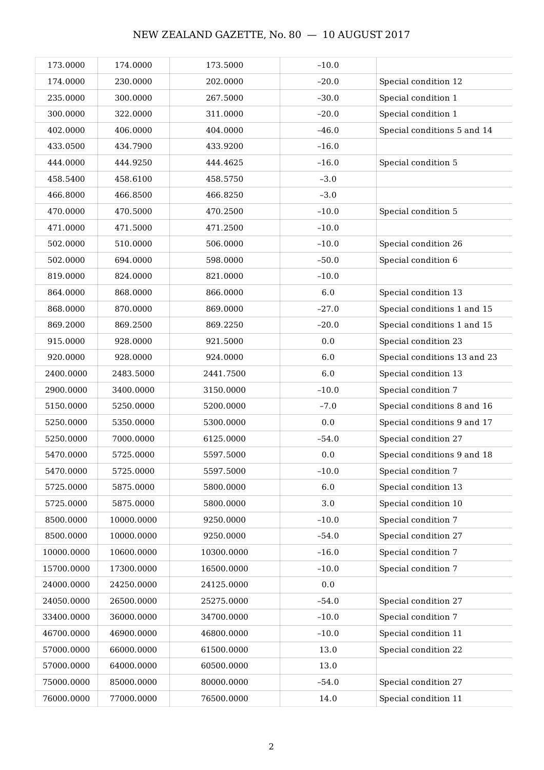| | | | | |
|---|---|---|---|---|
| 173.0000 | 174.0000 | 173.5000 | –10.0 | |
| 174.0000 | 230.0000 | 202.0000 | –20.0 | Special condition 12 |
| 235.0000 | 300.0000 | 267.5000 | –30.0 | Special condition 1 |
| 300.0000 | 322.0000 | 311.0000 | –20.0 | Special condition 1 |
| 402.0000 | 406.0000 | 404.0000 | –46.0 | Special conditions 5 and 14 |
| 433.0500 | 434.7900 | 433.9200 | –16.0 | |
| 444.0000 | 444.9250 | 444.4625 | –16.0 | Special condition 5 |
| 458.5400 | 458.6100 | 458.5750 | –3.0 | |
| 466.8000 | 466.8500 | 466.8250 | –3.0 | |
| 470.0000 | 470.5000 | 470.2500 | –10.0 | Special condition 5 |
| 471.0000 | 471.5000 | 471.2500 | –10.0 | |
| 502.0000 | 510.0000 | 506.0000 | –10.0 | Special condition 26 |
| 502.0000 | 694.0000 | 598.0000 | –50.0 | Special condition 6 |
| 819.0000 | 824.0000 | 821.0000 | –10.0 | |
| 864.0000 | 868.0000 | 866.0000 | 6.0 | Special condition 13 |
| 868.0000 | 870.0000 | 869.0000 | –27.0 | Special conditions 1 and 15 |
| 869.2000 | 869.2500 | 869.2250 | –20.0 | Special conditions 1 and 15 |
| 915.0000 | 928.0000 | 921.5000 | 0.0 | Special condition 23 |
| 920.0000 | 928.0000 | 924.0000 | 6.0 | Special conditions 13 and 23 |
| 2400.0000 | 2483.5000 | 2441.7500 | 6.0 | Special condition 13 |
| 2900.0000 | 3400.0000 | 3150.0000 | –10.0 | Special condition 7 |
| 5150.0000 | 5250.0000 | 5200.0000 | –7.0 | Special conditions 8 and 16 |
| 5250.0000 | 5350.0000 | 5300.0000 | 0.0 | Special conditions 9 and 17 |
| 5250.0000 | 7000.0000 | 6125.0000 | –54.0 | Special condition 27 |
| 5470.0000 | 5725.0000 | 5597.5000 | 0.0 | Special conditions 9 and 18 |
| 5470.0000 | 5725.0000 | 5597.5000 | –10.0 | Special condition 7 |
| 5725.0000 | 5875.0000 | 5800.0000 | 6.0 | Special condition 13 |
| 5725.0000 | 5875.0000 | 5800.0000 | 3.0 | Special condition 10 |
| 8500.0000 | 10000.0000 | 9250.0000 | –10.0 | Special condition 7 |
| 8500.0000 | 10000.0000 | 9250.0000 | –54.0 | Special condition 27 |
| 10000.0000 | 10600.0000 | 10300.0000 | –16.0 | Special condition 7 |
| 15700.0000 | 17300.0000 | 16500.0000 | –10.0 | Special condition 7 |
| 24000.0000 | 24250.0000 | 24125.0000 | 0.0 | |
| 24050.0000 | 26500.0000 | 25275.0000 | –54.0 | Special condition 27 |
| 33400.0000 | 36000.0000 | 34700.0000 | –10.0 | Special condition 7 |
| 46700.0000 | 46900.0000 | 46800.0000 | –10.0 | Special condition 11 |
| 57000.0000 | 66000.0000 | 61500.0000 | 13.0 | Special condition 22 |
| 57000.0000 | 64000.0000 | 60500.0000 | 13.0 | |
| 75000.0000 | 85000.0000 | 80000.0000 | –54.0 | Special condition 27 |
| 76000.0000 | 77000.0000 | 76500.0000 | 14.0 | Special condition 11 |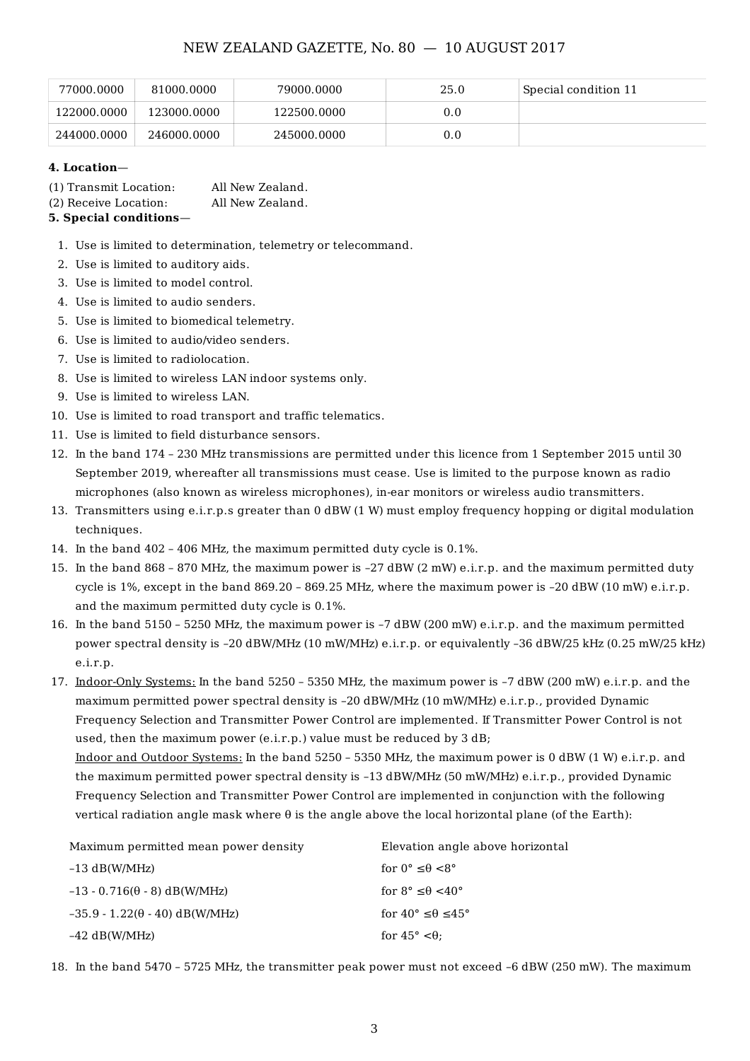| | | | | |
|---|---|---|---|---|
| 77000.0000 | 81000.0000 | 79000.0000 | 25.0 | Special condition 11 |
| 122000.0000 | 123000.0000 | 122500.0000 | 0.0 | |
| 244000.0000 | 246000.0000 | 245000.0000 | 0.0 | |

**4. Location—**

(1) Transmit Location: All New Zealand.
(2) Receive Location: All New Zealand.

**5. Special conditions—**

1. Use is limited to determination, telemetry or telecommand.
2. Use is limited to auditory aids.
3. Use is limited to model control.
4. Use is limited to audio senders.
5. Use is limited to biomedical telemetry.
6. Use is limited to audio/video senders.
7. Use is limited to radiolocation.
8. Use is limited to wireless LAN indoor systems only.
9. Use is limited to wireless LAN.
10. Use is limited to road transport and traffic telematics.
11. Use is limited to field disturbance sensors.
12. In the band 174 – 230 MHz transmissions are permitted under this licence from 1 September 2015 until 30 September 2019, whereafter all transmissions must cease. Use is limited to the purpose known as radio microphones (also known as wireless microphones), in-ear monitors or wireless audio transmitters.
13. Transmitters using e.i.r.p.s greater than 0 dBW (1 W) must employ frequency hopping or digital modulation techniques.
14. In the band 402 – 406 MHz, the maximum permitted duty cycle is 0.1%.
15. In the band 868 – 870 MHz, the maximum power is –27 dBW (2 mW) e.i.r.p. and the maximum permitted duty cycle is 1%, except in the band 869.20 – 869.25 MHz, where the maximum power is –20 dBW (10 mW) e.i.r.p. and the maximum permitted duty cycle is 0.1%.
16. In the band 5150 – 5250 MHz, the maximum power is –7 dBW (200 mW) e.i.r.p. and the maximum permitted power spectral density is –20 dBW/MHz (10 mW/MHz) e.i.r.p. or equivalently –36 dBW/25 kHz (0.25 mW/25 kHz) e.i.r.p.
17. Indoor-Only Systems: In the band 5250 – 5350 MHz, the maximum power is –7 dBW (200 mW) e.i.r.p. and the maximum permitted power spectral density is –20 dBW/MHz (10 mW/MHz) e.i.r.p., provided Dynamic Frequency Selection and Transmitter Power Control are implemented. If Transmitter Power Control is not used, then the maximum power (e.i.r.p.) value must be reduced by 3 dB;
    Indoor and Outdoor Systems: In the band 5250 – 5350 MHz, the maximum power is 0 dBW (1 W) e.i.r.p. and the maximum permitted power spectral density is –13 dBW/MHz (50 mW/MHz) e.i.r.p., provided Dynamic Frequency Selection and Transmitter Power Control are implemented in conjunction with the following vertical radiation angle mask where θ is the angle above the local horizontal plane (of the Earth):

| Maximum permitted mean power density | Elevation angle above horizontal |
|---|---|
| –13 dB(W/MHz) | for $0° \leq \theta < 8°$ |
| $-13 - 0.716(\theta - 8)$ dB(W/MHz) | for $8° \leq \theta < 40°$ |
| $-35.9 - 1.22(\theta - 40)$ dB(W/MHz) | for $40° \leq \theta \leq 45°$ |
| –42 dB(W/MHz) | for $45° < \theta$; |

18. In the band 5470 – 5725 MHz, the transmitter peak power must not exceed –6 dBW (250 mW). The maximum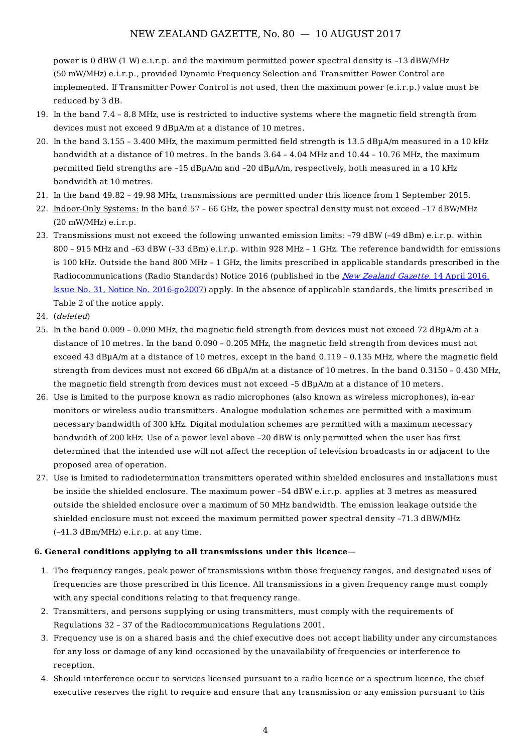power is 0 dBW (1 W) e.i.r.p. and the maximum permitted power spectral density is –13 dBW/MHz (50 mW/MHz) e.i.r.p., provided Dynamic Frequency Selection and Transmitter Power Control are implemented. If Transmitter Power Control is not used, then the maximum power (e.i.r.p.) value must be reduced by 3 dB.

19. In the band 7.4 – 8.8 MHz, use is restricted to inductive systems where the magnetic field strength from devices must not exceed 9 dBµA/m at a distance of 10 metres.
20. In the band 3.155 – 3.400 MHz, the maximum permitted field strength is 13.5 dBµA/m measured in a 10 kHz bandwidth at a distance of 10 metres. In the bands 3.64 – 4.04 MHz and 10.44 – 10.76 MHz, the maximum permitted field strengths are –15 dBµA/m and –20 dBµA/m, respectively, both measured in a 10 kHz bandwidth at 10 metres.
21. In the band 49.82 – 49.98 MHz, transmissions are permitted under this licence from 1 September 2015.
22. Indoor-Only Systems: In the band 57 – 66 GHz, the power spectral density must not exceed –17 dBW/MHz (20 mW/MHz) e.i.r.p.
23. Transmissions must not exceed the following unwanted emission limits: –79 dBW (–49 dBm) e.i.r.p. within 800 – 915 MHz and –63 dBW (–33 dBm) e.i.r.p. within 928 MHz – 1 GHz. The reference bandwidth for emissions is 100 kHz. Outside the band 800 MHz – 1 GHz, the limits prescribed in applicable standards prescribed in the Radiocommunications (Radio Standards) Notice 2016 (published in the *New Zealand Gazette*, 14 April 2016, Issue No. 31, Notice No. 2016-go2007) apply. In the absence of applicable standards, the limits prescribed in Table 2 of the notice apply.
24. (*deleted*)
25. In the band 0.009 – 0.090 MHz, the magnetic field strength from devices must not exceed 72 dBµA/m at a distance of 10 metres. In the band 0.090 – 0.205 MHz, the magnetic field strength from devices must not exceed 43 dBµA/m at a distance of 10 metres, except in the band 0.119 – 0.135 MHz, where the magnetic field strength from devices must not exceed 66 dBµA/m at a distance of 10 metres. In the band 0.3150 – 0.430 MHz, the magnetic field strength from devices must not exceed –5 dBµA/m at a distance of 10 meters.
26. Use is limited to the purpose known as radio microphones (also known as wireless microphones), in-ear monitors or wireless audio transmitters. Analogue modulation schemes are permitted with a maximum necessary bandwidth of 300 kHz. Digital modulation schemes are permitted with a maximum necessary bandwidth of 200 kHz. Use of a power level above –20 dBW is only permitted when the user has first determined that the intended use will not affect the reception of television broadcasts in or adjacent to the proposed area of operation.
27. Use is limited to radiodetermination transmitters operated within shielded enclosures and installations must be inside the shielded enclosure. The maximum power –54 dBW e.i.r.p. applies at 3 metres as measured outside the shielded enclosure over a maximum of 50 MHz bandwidth. The emission leakage outside the shielded enclosure must not exceed the maximum permitted power spectral density –71.3 dBW/MHz (–41.3 dBm/MHz) e.i.r.p. at any time.

**6. General conditions applying to all transmissions under this licence—**

1. The frequency ranges, peak power of transmissions within those frequency ranges, and designated uses of frequencies are those prescribed in this licence. All transmissions in a given frequency range must comply with any special conditions relating to that frequency range.
2. Transmitters, and persons supplying or using transmitters, must comply with the requirements of Regulations 32 – 37 of the Radiocommunications Regulations 2001.
3. Frequency use is on a shared basis and the chief executive does not accept liability under any circumstances for any loss or damage of any kind occasioned by the unavailability of frequencies or interference to reception.
4. Should interference occur to services licensed pursuant to a radio licence or a spectrum licence, the chief executive reserves the right to require and ensure that any transmission or any emission pursuant to this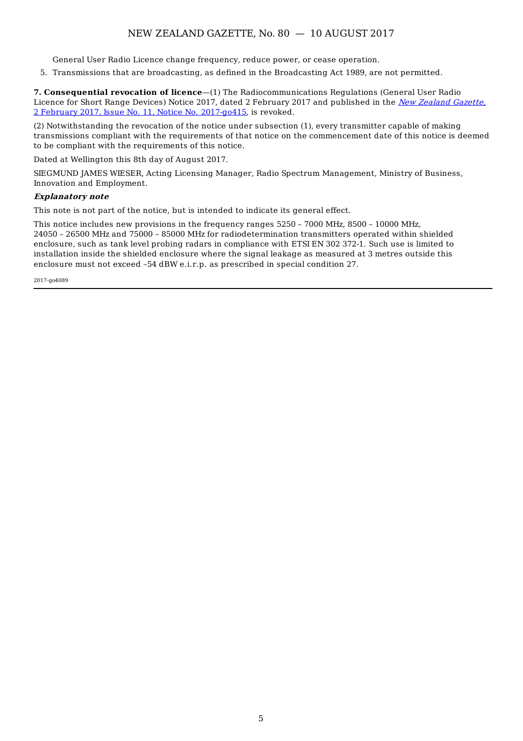General User Radio Licence change frequency, reduce power, or cease operation.

5. Transmissions that are broadcasting, as defined in the Broadcasting Act 1989, are not permitted.

**7. Consequential revocation of licence**—(1) The Radiocommunications Regulations (General User Radio Licence for Short Range Devices) Notice 2017, dated 2 February 2017 and published in the *New Zealand Gazette*, 2 February 2017, Issue No. 11, Notice No. 2017-go415, is revoked.

(2) Notwithstanding the revocation of the notice under subsection (1), every transmitter capable of making transmissions compliant with the requirements of that notice on the commencement date of this notice is deemed to be compliant with the requirements of this notice.

Dated at Wellington this 8th day of August 2017.

SIEGMUND JAMES WIESER, Acting Licensing Manager, Radio Spectrum Management, Ministry of Business, Innovation and Employment.

***Explanatory note***

This note is not part of the notice, but is intended to indicate its general effect.

This notice includes new provisions in the frequency ranges 5250 – 7000 MHz, 8500 – 10000 MHz, 24050 – 26500 MHz and 75000 – 85000 MHz for radiodetermination transmitters operated within shielded enclosure, such as tank level probing radars in compliance with ETSI EN 302 372-1. Such use is limited to installation inside the shielded enclosure where the signal leakage as measured at 3 metres outside this enclosure must not exceed –54 dBW e.i.r.p. as prescribed in special condition 27.

2017-go4089